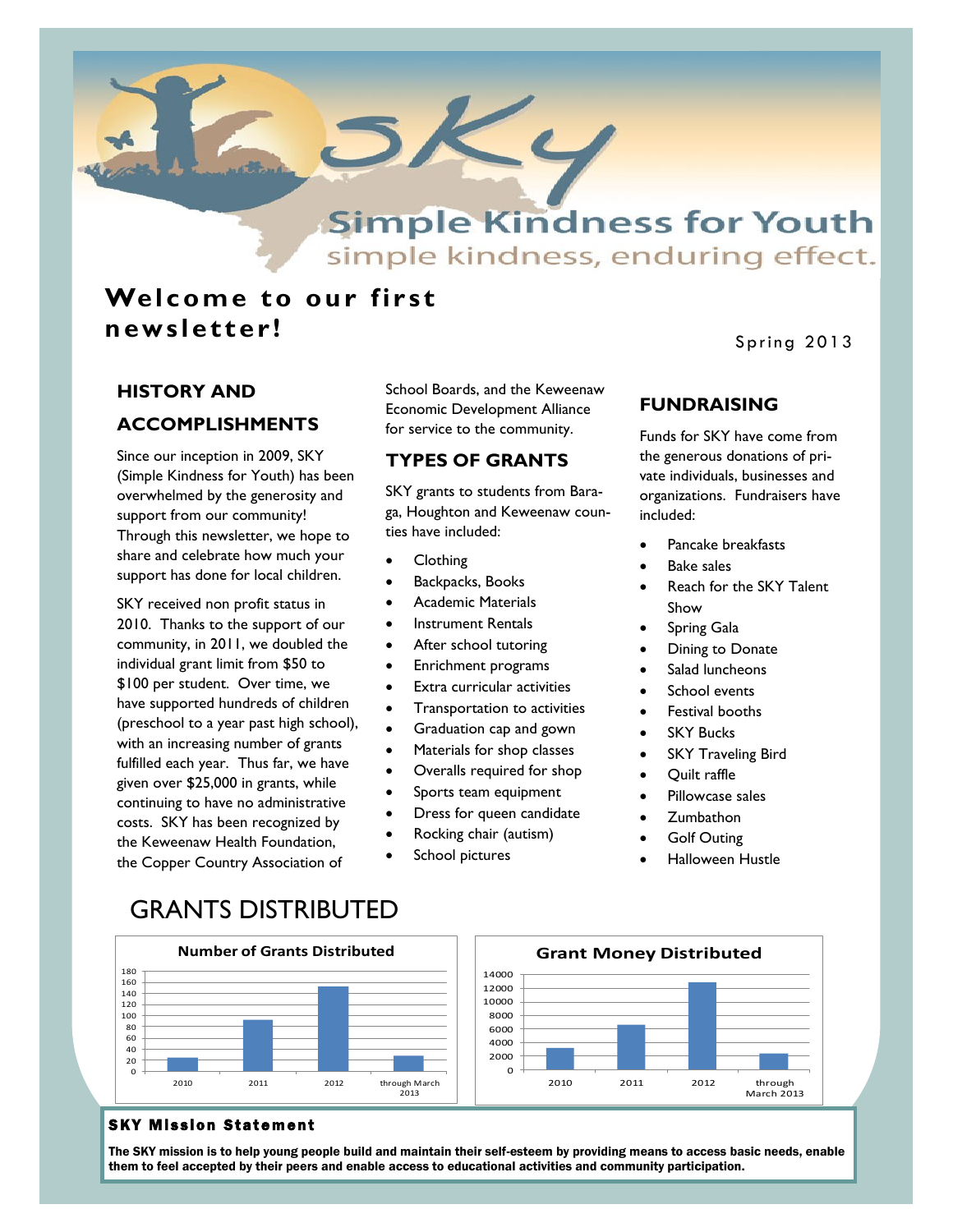# SKY

## Simple Kindness for Youth

simple kindness, enduring effect.

# Welcome to our first newsletter!

Spring 2013

## HISTORY AND ACCOMPLISHMENTS

Since our inception in 2009, SKY (Simple Kindness for Youth) has been overwhelmed by the generosity and support from our community! Through this newsletter, we hope to share and celebrate how much your support has done for local children.

SKY received non profit status in 2010. Thanks to the support of our community, in 2011, we doubled the individual grant limit from $50 to $100 per student. Over time, we have supported hundreds of children (preschool to a year past high school), with an increasing number of grants fulfilled each year. Thus far, we have given over $25,000 in grants, while continuing to have no administrative costs. SKY has been recognized by the Keweenaw Health Foundation, the Copper Country Association of School Boards, and the Keweenaw Economic Development Alliance for service to the community.

## TYPES OF GRANTS

SKY grants to students from Baraga, Houghton and Keweenaw counties have included:

- Clothing
- Backpacks, Books
- Academic Materials
- Instrument Rentals
- After school tutoring
- Enrichment programs
- Extra curricular activities
- Transportation to activities
- Graduation cap and gown
- Materials for shop classes
- Overalls required for shop
- Sports team equipment
- Dress for queen candidate
- Rocking chair (autism)
- School pictures

## FUNDRAISING

Funds for SKY have come from the generous donations of private individuals, businesses and organizations. Fundraisers have included:

- Pancake breakfasts
- Bake sales
- Reach for the SKY Talent Show
- Spring Gala
- Dining to Donate
- Salad luncheons
- School events
- Festival booths
- SKY Bucks
- SKY Traveling Bird
- Quilt raffle
- Pillowcase sales
- Zumbathon
- Golf Outing
- Halloween Hustle

# GRANTS DISTRIBUTED

**Number of Grants Distributed**

| Period | Number of Grants (approx.) |
|---|---|
| 2010 | 25 |
| 2011 | 93 |
| 2012 | 152 |
| through March 2013 | 28 |

**Grant Money Distributed**

| Period | Grant Money (approx.) |
|---|---|
| 2010 | 3200 |
| 2011 | 6500 |
| 2012 | 12800 |
| through March 2013 | 2400 |

### SKY Mission Statement

**The SKY mission is to help young people build and maintain their self-esteem by providing means to access basic needs, enable them to feel accepted by their peers and enable access to educational activities and community participation.**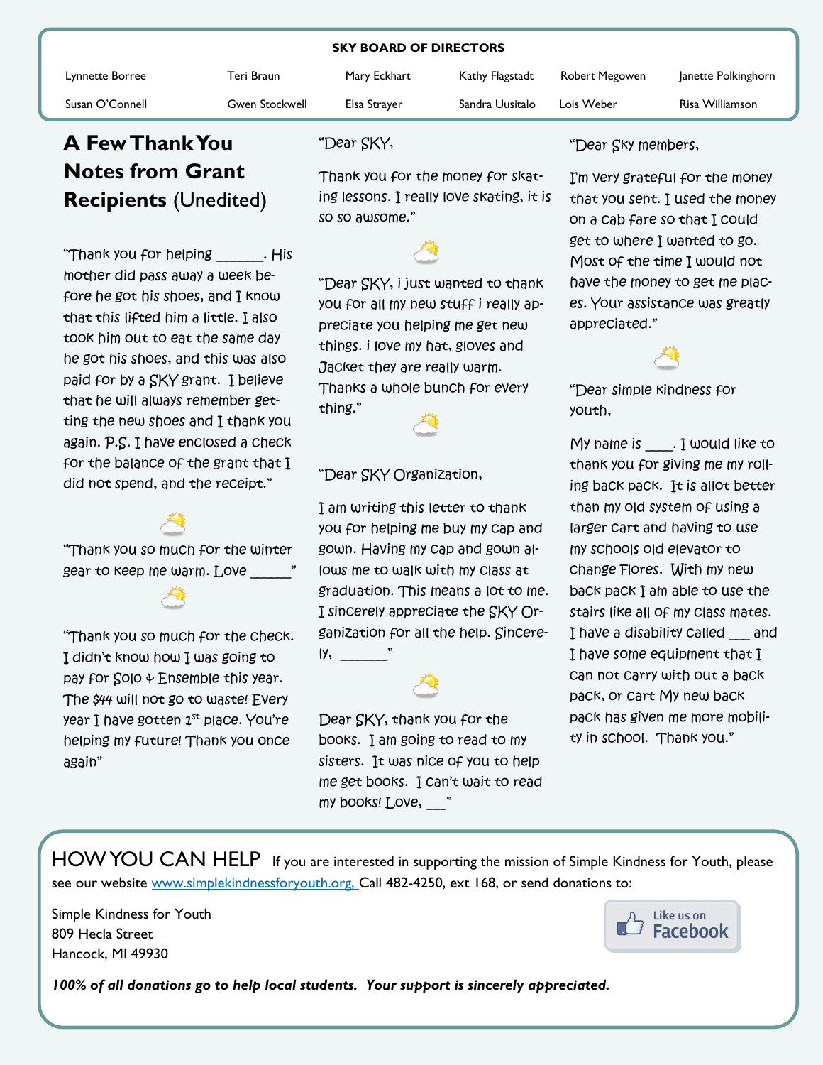**SKY BOARD OF DIRECTORS**

| | | | | | |
|---|---|---|---|---|---|
| Lynnette Borree | Teri Braun | Mary Eckhart | Kathy Flagstadt | Robert Megowen | Janette Polkinghorn |
| Susan O'Connell | Gwen Stockwell | Elsa Strayer | Sandra Uusitalo | Lois Weber | Risa Williamson |

# A Few Thank You Notes from Grant Recipients (Unedited)

"Thank you for helping ______. His mother did pass away a week before he got his shoes, and I know that this lifted him a little. I also took him out to eat the same day he got his shoes, and this was also paid for by a SKY grant. I believe that he will always remember getting the new shoes and I thank you again. P.S. I have enclosed a check for the balance of the grant that I did not spend, and the receipt."

"Thank you so much for the winter gear to keep me warm. Love ______"

"Thank you so much for the check. I didn't know how I was going to pay for Solo & Ensemble this year. The $44 will not go to waste! Every year I have gotten 1st place. You're helping my future! Thank you once again"

"Dear SKY,

Thank you for the money for skating lessons. I really love skating, it is so so awsome."

"Dear SKY, i just wanted to thank you for all my new stuff i really appreciate you helping me get new things. i love my hat, gloves and Jacket they are really warm. Thanks a whole bunch for every thing."

"Dear SKY Organization,

I am writing this letter to thank you for helping me buy my cap and gown. Having my cap and gown allows me to walk with my class at graduation. This means a lot to me. I sincerely appreciate the SKY Organization for all the help. Sincerely, ______"

Dear SKY, thank you for the books. I am going to read to my sisters. It was nice of you to help me get books. I can't wait to read my books! Love, ___"

"Dear Sky members,

I'm very grateful for the money that you sent. I used the money on a cab fare so that I could get to where I wanted to go. Most of the time I would not have the money to get me places. Your assistance was greatly appreciated."

"Dear simple kindness for youth,

My name is ____. I would like to thank you for giving me my rolling back pack. It is allot better than my old system of using a larger cart and having to use my schools old elevator to change Flores. With my new back pack I am able to use the stairs like all of my class mates. I have a disability called ___ and I have some equipment that I can not carry with out a back pack, or cart My new back pack has given me more mobility in school. Thank you."

## HOW YOU CAN HELP

If you are interested in supporting the mission of Simple Kindness for Youth, please see our website www.simplekindnessforyouth.org, Call 482-4250, ext 168, or send donations to:

Simple Kindness for Youth
809 Hecla Street
Hancock, MI 49930

Like us on Facebook

***100% of all donations go to help local students. Your support is sincerely appreciated.***